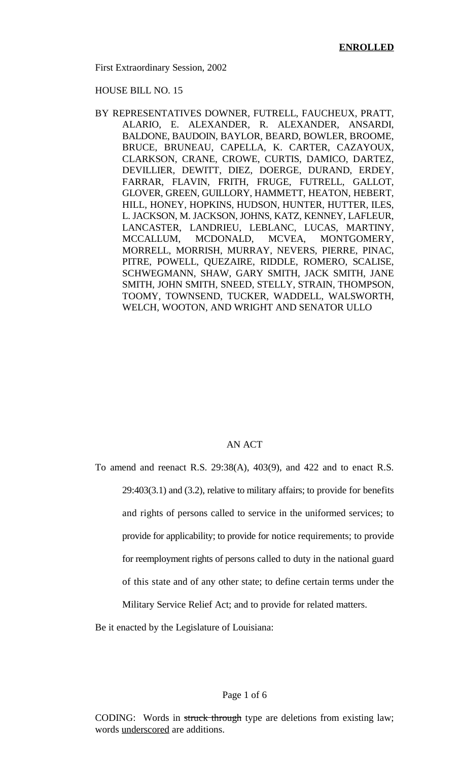**ENROLLED**

First Extraordinary Session, 2002

HOUSE BILL NO. 15

BY REPRESENTATIVES DOWNER, FUTRELL, FAUCHEUX, PRATT, ALARIO, E. ALEXANDER, R. ALEXANDER, ANSARDI, BALDONE, BAUDOIN, BAYLOR, BEARD, BOWLER, BROOME, BRUCE, BRUNEAU, CAPELLA, K. CARTER, CAZAYOUX, CLARKSON, CRANE, CROWE, CURTIS, DAMICO, DARTEZ, DEVILLIER, DEWITT, DIEZ, DOERGE, DURAND, ERDEY, FARRAR, FLAVIN, FRITH, FRUGE, FUTRELL, GALLOT, GLOVER, GREEN, GUILLORY, HAMMETT, HEATON, HEBERT, HILL, HONEY, HOPKINS, HUDSON, HUNTER, HUTTER, ILES, L. JACKSON, M. JACKSON, JOHNS, KATZ, KENNEY, LAFLEUR, LANCASTER, LANDRIEU, LEBLANC, LUCAS, MARTINY, MCCALLUM, MCDONALD, MCVEA, MONTGOMERY, MORRELL, MORRISH, MURRAY, NEVERS, PIERRE, PINAC, PITRE, POWELL, QUEZAIRE, RIDDLE, ROMERO, SCALISE, SCHWEGMANN, SHAW, GARY SMITH, JACK SMITH, JANE SMITH, JOHN SMITH, SNEED, STELLY, STRAIN, THOMPSON, TOOMY, TOWNSEND, TUCKER, WADDELL, WALSWORTH, WELCH, WOOTON, AND WRIGHT AND SENATOR ULLO

AN ACT

To amend and reenact R.S. 29:38(A), 403(9), and 422 and to enact R.S. 29:403(3.1) and (3.2), relative to military affairs; to provide for benefits and rights of persons called to service in the uniformed services; to provide for applicability; to provide for notice requirements; to provide for reemployment rights of persons called to duty in the national guard of this state and of any other state; to define certain terms under the Military Service Relief Act; and to provide for related matters.

Be it enacted by the Legislature of Louisiana:

CODING: Words in ~~struck through~~ type are deletions from existing law; words underscored are additions.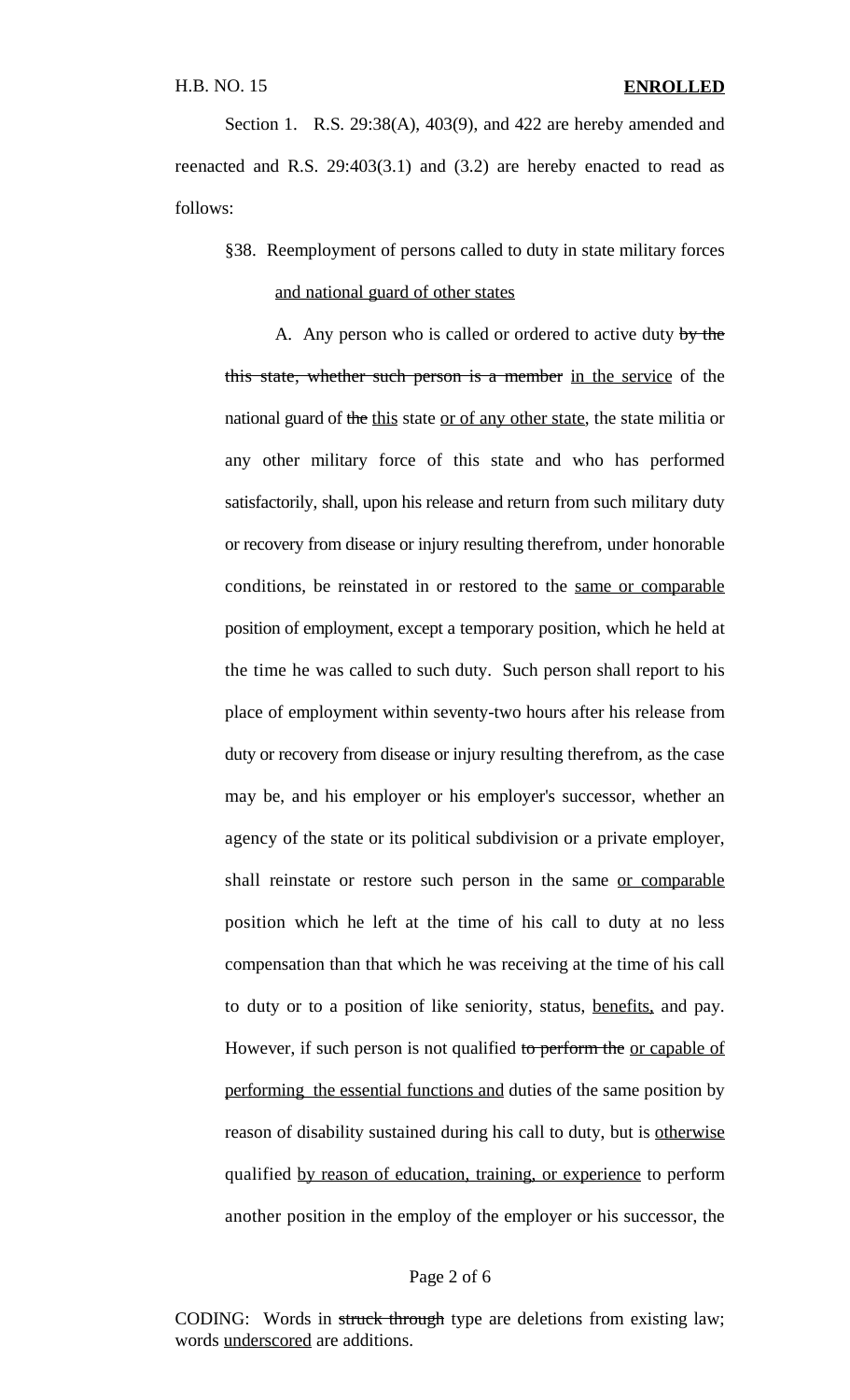Section 1. R.S. 29:38(A), 403(9), and 422 are hereby amended and reenacted and R.S. 29:403(3.1) and (3.2) are hereby enacted to read as follows:

§38. Reemployment of persons called to duty in state military forces <u>and national guard of other states</u>

A. Any person who is called or ordered to active duty ~~by the this state, whether such person is a member~~ <u>in the service</u> of the national guard of ~~the~~ <u>this</u> state <u>or of any other state</u>, the state militia or any other military force of this state and who has performed satisfactorily, shall, upon his release and return from such military duty or recovery from disease or injury resulting therefrom, under honorable conditions, be reinstated in or restored to the <u>same or comparable</u> position of employment, except a temporary position, which he held at the time he was called to such duty. Such person shall report to his place of employment within seventy-two hours after his release from duty or recovery from disease or injury resulting therefrom, as the case may be, and his employer or his employer's successor, whether an agency of the state or its political subdivision or a private employer, shall reinstate or restore such person in the same <u>or comparable</u> position which he left at the time of his call to duty at no less compensation than that which he was receiving at the time of his call to duty or to a position of like seniority, status, <u>benefits,</u> and pay. However, if such person is not qualified ~~to perform the~~ <u>or capable of performing the essential functions and</u> duties of the same position by reason of disability sustained during his call to duty, but is <u>otherwise</u> qualified <u>by reason of education, training, or experience</u> to perform another position in the employ of the employer or his successor, the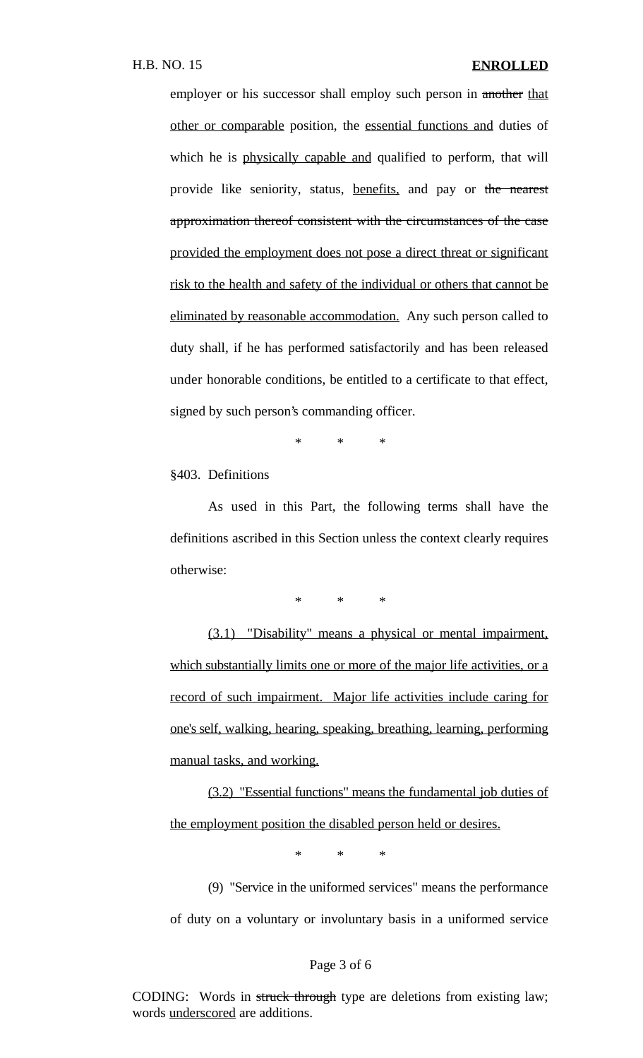employer or his successor shall employ such person in ~~another~~ <u>that other or comparable</u> position, the <u>essential functions and</u> duties of which he is <u>physically capable and</u> qualified to perform, that will provide like seniority, status, <u>benefits,</u> and pay or ~~the nearest approximation thereof consistent with the circumstances of the case~~ <u>provided the employment does not pose a direct threat or significant risk to the health and safety of the individual or others that cannot be eliminated by reasonable accommodation.</u> Any such person called to duty shall, if he has performed satisfactorily and has been released under honorable conditions, be entitled to a certificate to that effect, signed by such person's commanding officer.

\* \* \*

§403. Definitions

As used in this Part, the following terms shall have the definitions ascribed in this Section unless the context clearly requires otherwise:

\* \* \*

<u>(3.1) "Disability" means a physical or mental impairment, which substantially limits one or more of the major life activities, or a record of such impairment. Major life activities include caring for one's self, walking, hearing, speaking, breathing, learning, performing manual tasks, and working.</u>

<u>(3.2) "Essential functions" means the fundamental job duties of the employment position the disabled person held or desires.</u>

\* \* \*

(9) "Service in the uniformed services" means the performance of duty on a voluntary or involuntary basis in a uniformed service

CODING: Words in ~~struck through~~ type are deletions from existing law; words <u>underscored</u> are additions.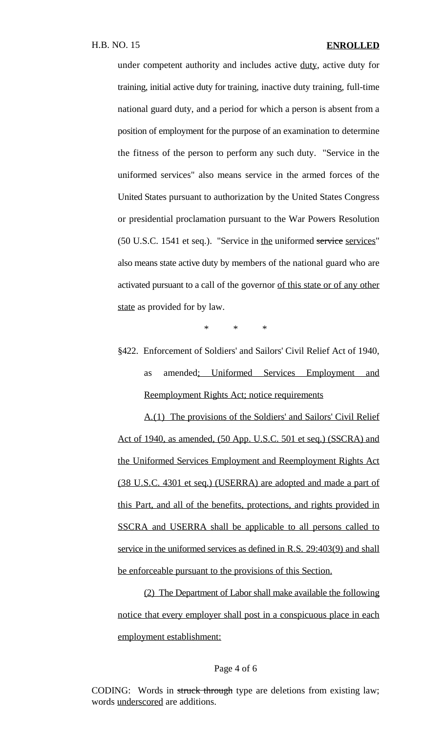under competent authority and includes active <u>duty</u>, active duty for training, initial active duty for training, inactive duty training, full-time national guard duty, and a period for which a person is absent from a position of employment for the purpose of an examination to determine the fitness of the person to perform any such duty. "Service in the uniformed services" also means service in the armed forces of the United States pursuant to authorization by the United States Congress or presidential proclamation pursuant to the War Powers Resolution (50 U.S.C. 1541 et seq.). "Service in <u>the</u> uniformed ~~service~~ <u>services</u>" also means state active duty by members of the national guard who are activated pursuant to a call of the governor <u>of this state or of any other state</u> as provided for by law.

\* \* \*

§422. Enforcement of Soldiers' and Sailors' Civil Relief Act of 1940, as amended<u>; Uniformed Services Employment and Reemployment Rights Act; notice requirements</u>

<u>A.(1) The provisions of the Soldiers' and Sailors' Civil Relief Act of 1940, as amended, (50 App. U.S.C. 501 et seq.) (SSCRA) and the Uniformed Services Employment and Reemployment Rights Act (38 U.S.C. 4301 et seq.) (USERRA) are adopted and made a part of this Part, and all of the benefits, protections, and rights provided in SSCRA and USERRA shall be applicable to all persons called to service in the uniformed services as defined in R.S. 29:403(9) and shall be enforceable pursuant to the provisions of this Section.</u>

<u>(2) The Department of Labor shall make available the following notice that every employer shall post in a conspicuous place in each employment establishment:</u>

CODING: Words in ~~struck through~~ type are deletions from existing law; words <u>underscored</u> are additions.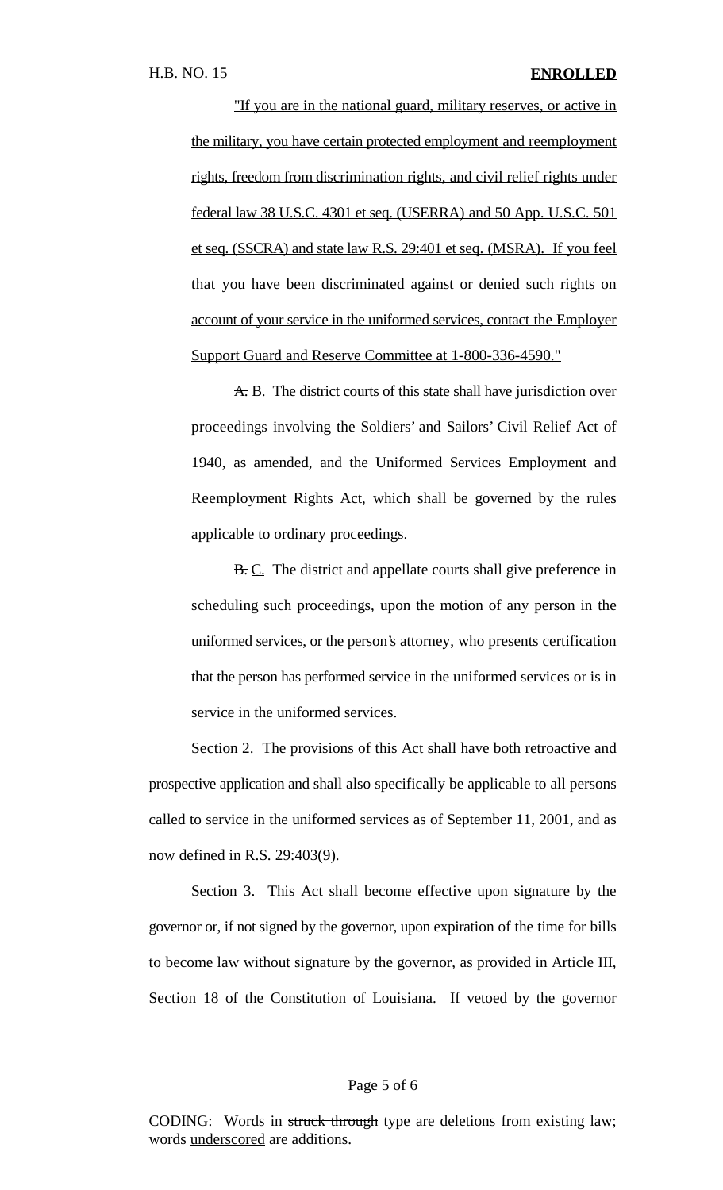<u>"If you are in the national guard, military reserves, or active in the military, you have certain protected employment and reemployment rights, freedom from discrimination rights, and civil relief rights under federal law 38 U.S.C. 4301 et seq. (USERRA) and 50 App. U.S.C. 501 et seq. (SSCRA) and state law R.S. 29:401 et seq. (MSRA). If you feel that you have been discriminated against or denied such rights on account of your service in the uniformed services, contact the Employer Support Guard and Reserve Committee at 1-800-336-4590."</u>

~~A.~~ <u>B.</u> The district courts of this state shall have jurisdiction over proceedings involving the Soldiers' and Sailors' Civil Relief Act of 1940, as amended, and the Uniformed Services Employment and Reemployment Rights Act, which shall be governed by the rules applicable to ordinary proceedings.

~~B.~~ <u>C.</u> The district and appellate courts shall give preference in scheduling such proceedings, upon the motion of any person in the uniformed services, or the person's attorney, who presents certification that the person has performed service in the uniformed services or is in service in the uniformed services.

Section 2. The provisions of this Act shall have both retroactive and prospective application and shall also specifically be applicable to all persons called to service in the uniformed services as of September 11, 2001, and as now defined in R.S. 29:403(9).

Section 3. This Act shall become effective upon signature by the governor or, if not signed by the governor, upon expiration of the time for bills to become law without signature by the governor, as provided in Article III, Section 18 of the Constitution of Louisiana. If vetoed by the governor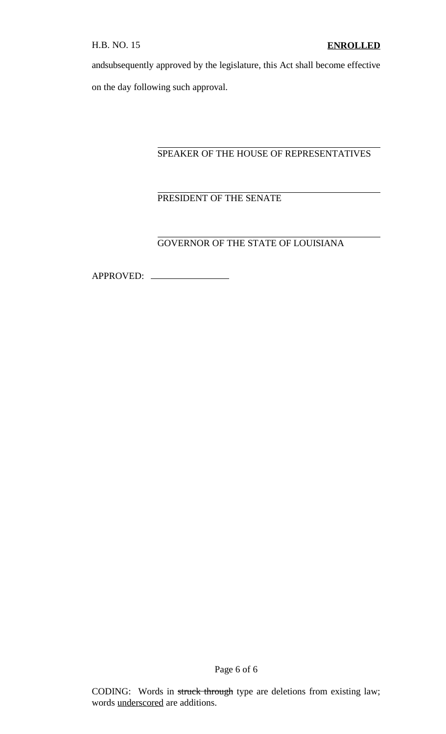andsubsequently approved by the legislature, this Act shall become effective on the day following such approval.

SPEAKER OF THE HOUSE OF REPRESENTATIVES

PRESIDENT OF THE SENATE

GOVERNOR OF THE STATE OF LOUISIANA

APPROVED: \_\_\_\_\_\_\_\_\_\_\_\_\_\_\_\_

CODING: Words in ~~struck through~~ type are deletions from existing law; words <u>underscored</u> are additions.